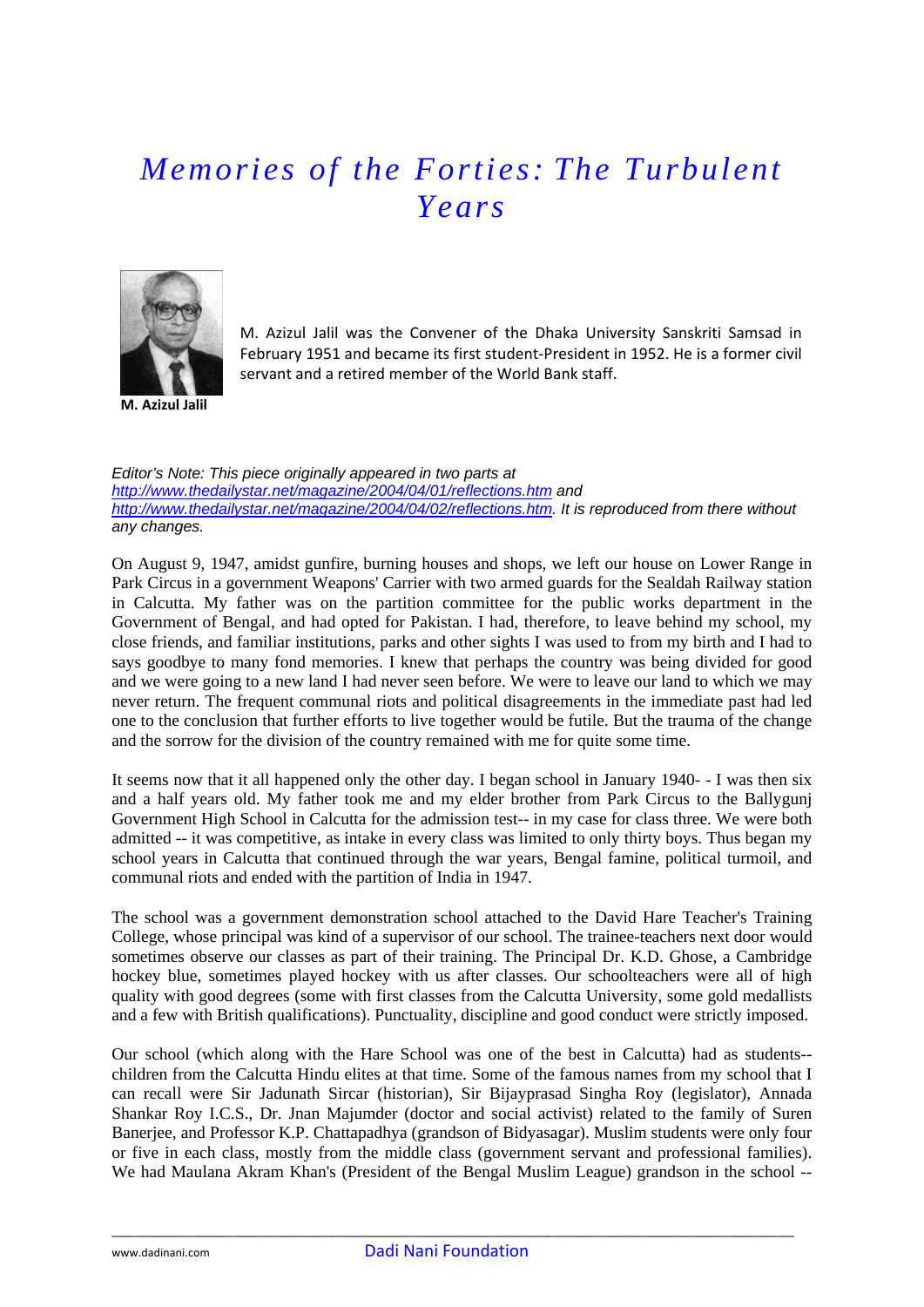# *Memories of the Forties: The Turbulent Years*

**M. Azizul Jalil**

M. Azizul Jalil was the Convener of the Dhaka University Sanskriti Samsad in February 1951 and became its first student-President in 1952. He is a former civil servant and a retired member of the World Bank staff.

*Editor's Note: This piece originally appeared in two parts at http://www.thedailystar.net/magazine/2004/04/01/reflections.htm and http://www.thedailystar.net/magazine/2004/04/02/reflections.htm. It is reproduced from there without any changes.*

On August 9, 1947, amidst gunfire, burning houses and shops, we left our house on Lower Range in Park Circus in a government Weapons' Carrier with two armed guards for the Sealdah Railway station in Calcutta. My father was on the partition committee for the public works department in the Government of Bengal, and had opted for Pakistan. I had, therefore, to leave behind my school, my close friends, and familiar institutions, parks and other sights I was used to from my birth and I had to says goodbye to many fond memories. I knew that perhaps the country was being divided for good and we were going to a new land I had never seen before. We were to leave our land to which we may never return. The frequent communal riots and political disagreements in the immediate past had led one to the conclusion that further efforts to live together would be futile. But the trauma of the change and the sorrow for the division of the country remained with me for quite some time.

It seems now that it all happened only the other day. I began school in January 1940- - I was then six and a half years old. My father took me and my elder brother from Park Circus to the Ballygunj Government High School in Calcutta for the admission test-- in my case for class three. We were both admitted -- it was competitive, as intake in every class was limited to only thirty boys. Thus began my school years in Calcutta that continued through the war years, Bengal famine, political turmoil, and communal riots and ended with the partition of India in 1947.

The school was a government demonstration school attached to the David Hare Teacher's Training College, whose principal was kind of a supervisor of our school. The trainee-teachers next door would sometimes observe our classes as part of their training. The Principal Dr. K.D. Ghose, a Cambridge hockey blue, sometimes played hockey with us after classes. Our schoolteachers were all of high quality with good degrees (some with first classes from the Calcutta University, some gold medallists and a few with British qualifications). Punctuality, discipline and good conduct were strictly imposed.

Our school (which along with the Hare School was one of the best in Calcutta) had as students-- children from the Calcutta Hindu elites at that time. Some of the famous names from my school that I can recall were Sir Jadunath Sircar (historian), Sir Bijayprasad Singha Roy (legislator), Annada Shankar Roy I.C.S., Dr. Jnan Majumder (doctor and social activist) related to the family of Suren Banerjee, and Professor K.P. Chattapadhya (grandson of Bidyasagar). Muslim students were only four or five in each class, mostly from the middle class (government servant and professional families). We had Maulana Akram Khan's (President of the Bengal Muslim League) grandson in the school --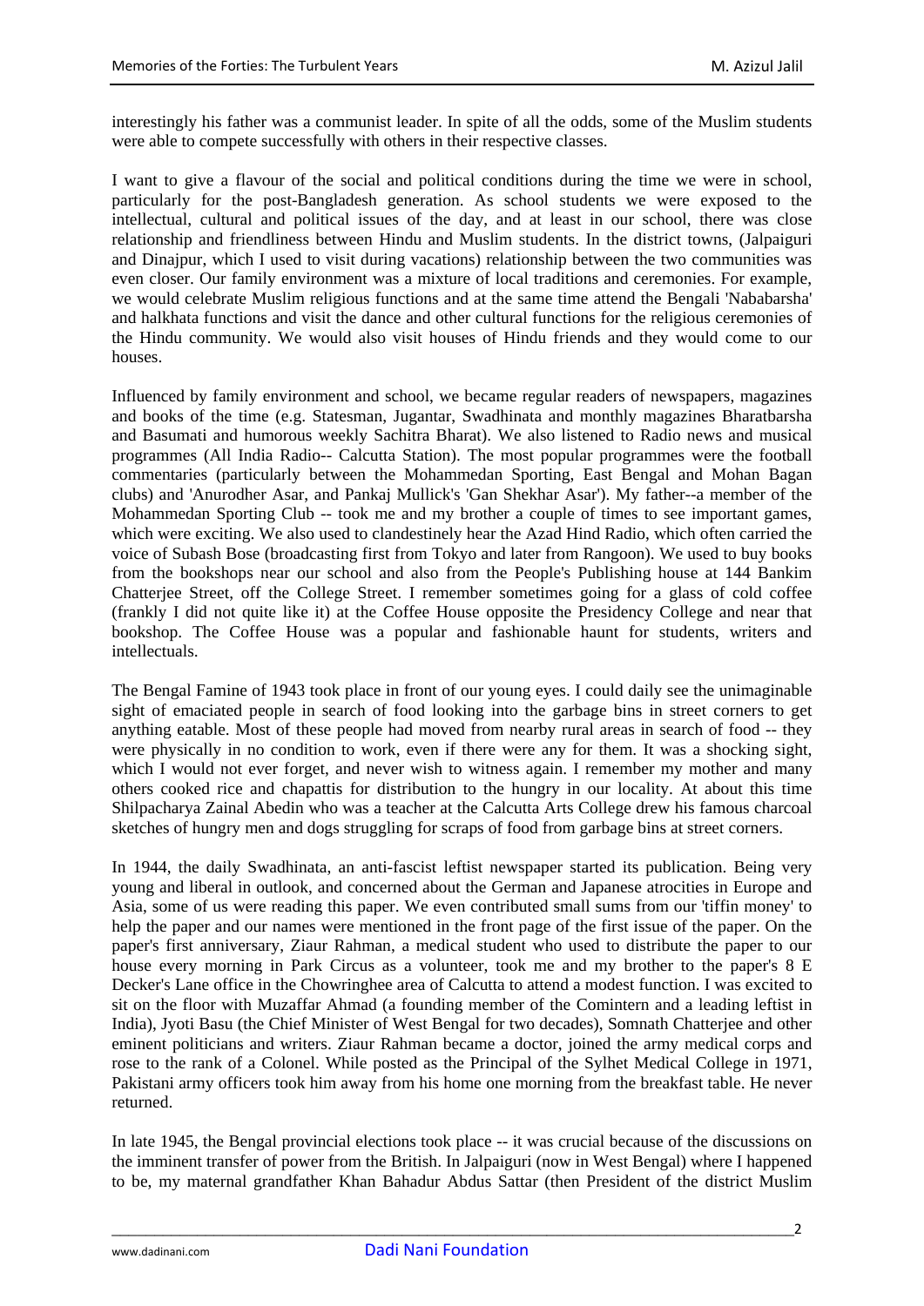interestingly his father was a communist leader. In spite of all the odds, some of the Muslim students were able to compete successfully with others in their respective classes.

I want to give a flavour of the social and political conditions during the time we were in school, particularly for the post-Bangladesh generation. As school students we were exposed to the intellectual, cultural and political issues of the day, and at least in our school, there was close relationship and friendliness between Hindu and Muslim students. In the district towns, (Jalpaiguri and Dinajpur, which I used to visit during vacations) relationship between the two communities was even closer. Our family environment was a mixture of local traditions and ceremonies. For example, we would celebrate Muslim religious functions and at the same time attend the Bengali 'Nababarsha' and halkhata functions and visit the dance and other cultural functions for the religious ceremonies of the Hindu community. We would also visit houses of Hindu friends and they would come to our houses.

Influenced by family environment and school, we became regular readers of newspapers, magazines and books of the time (e.g. Statesman, Jugantar, Swadhinata and monthly magazines Bharatbarsha and Basumati and humorous weekly Sachitra Bharat). We also listened to Radio news and musical programmes (All India Radio-- Calcutta Station). The most popular programmes were the football commentaries (particularly between the Mohammedan Sporting, East Bengal and Mohan Bagan clubs) and 'Anurodher Asar, and Pankaj Mullick's 'Gan Shekhar Asar'). My father--a member of the Mohammedan Sporting Club -- took me and my brother a couple of times to see important games, which were exciting. We also used to clandestinely hear the Azad Hind Radio, which often carried the voice of Subash Bose (broadcasting first from Tokyo and later from Rangoon). We used to buy books from the bookshops near our school and also from the People's Publishing house at 144 Bankim Chatterjee Street, off the College Street. I remember sometimes going for a glass of cold coffee (frankly I did not quite like it) at the Coffee House opposite the Presidency College and near that bookshop. The Coffee House was a popular and fashionable haunt for students, writers and intellectuals.

The Bengal Famine of 1943 took place in front of our young eyes. I could daily see the unimaginable sight of emaciated people in search of food looking into the garbage bins in street corners to get anything eatable. Most of these people had moved from nearby rural areas in search of food -- they were physically in no condition to work, even if there were any for them. It was a shocking sight, which I would not ever forget, and never wish to witness again. I remember my mother and many others cooked rice and chapattis for distribution to the hungry in our locality. At about this time Shilpacharya Zainal Abedin who was a teacher at the Calcutta Arts College drew his famous charcoal sketches of hungry men and dogs struggling for scraps of food from garbage bins at street corners.

In 1944, the daily Swadhinata, an anti-fascist leftist newspaper started its publication. Being very young and liberal in outlook, and concerned about the German and Japanese atrocities in Europe and Asia, some of us were reading this paper. We even contributed small sums from our 'tiffin money' to help the paper and our names were mentioned in the front page of the first issue of the paper. On the paper's first anniversary, Ziaur Rahman, a medical student who used to distribute the paper to our house every morning in Park Circus as a volunteer, took me and my brother to the paper's 8 E Decker's Lane office in the Chowringhee area of Calcutta to attend a modest function. I was excited to sit on the floor with Muzaffar Ahmad (a founding member of the Comintern and a leading leftist in India), Jyoti Basu (the Chief Minister of West Bengal for two decades), Somnath Chatterjee and other eminent politicians and writers. Ziaur Rahman became a doctor, joined the army medical corps and rose to the rank of a Colonel. While posted as the Principal of the Sylhet Medical College in 1971, Pakistani army officers took him away from his home one morning from the breakfast table. He never returned.

In late 1945, the Bengal provincial elections took place -- it was crucial because of the discussions on the imminent transfer of power from the British. In Jalpaiguri (now in West Bengal) where I happened to be, my maternal grandfather Khan Bahadur Abdus Sattar (then President of the district Muslim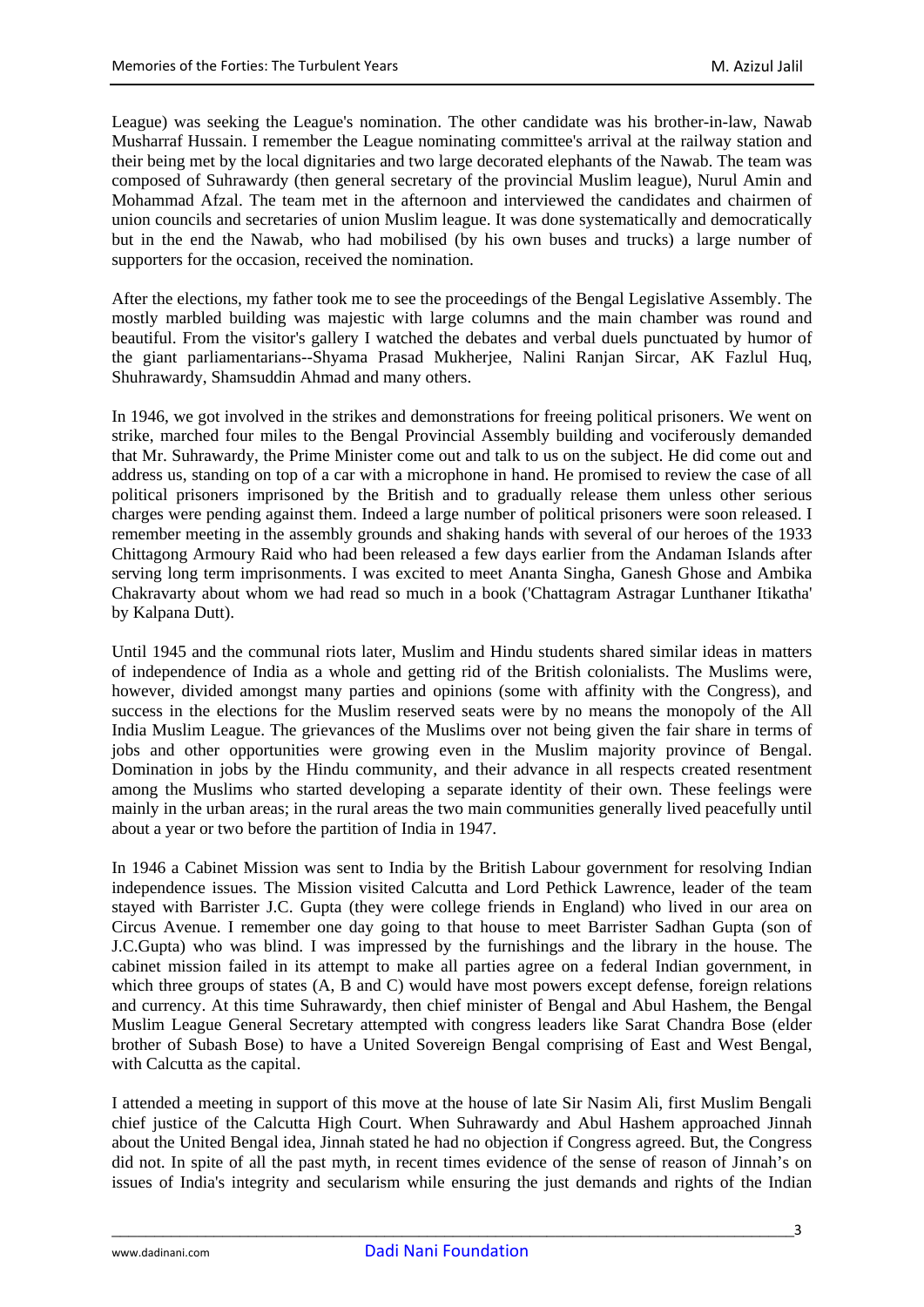League) was seeking the League's nomination. The other candidate was his brother-in-law, Nawab Musharraf Hussain. I remember the League nominating committee's arrival at the railway station and their being met by the local dignitaries and two large decorated elephants of the Nawab. The team was composed of Suhrawardy (then general secretary of the provincial Muslim league), Nurul Amin and Mohammad Afzal. The team met in the afternoon and interviewed the candidates and chairmen of union councils and secretaries of union Muslim league. It was done systematically and democratically but in the end the Nawab, who had mobilised (by his own buses and trucks) a large number of supporters for the occasion, received the nomination.

After the elections, my father took me to see the proceedings of the Bengal Legislative Assembly. The mostly marbled building was majestic with large columns and the main chamber was round and beautiful. From the visitor's gallery I watched the debates and verbal duels punctuated by humor of the giant parliamentarians--Shyama Prasad Mukherjee, Nalini Ranjan Sircar, AK Fazlul Huq, Shuhrawardy, Shamsuddin Ahmad and many others.

In 1946, we got involved in the strikes and demonstrations for freeing political prisoners. We went on strike, marched four miles to the Bengal Provincial Assembly building and vociferously demanded that Mr. Suhrawardy, the Prime Minister come out and talk to us on the subject. He did come out and address us, standing on top of a car with a microphone in hand. He promised to review the case of all political prisoners imprisoned by the British and to gradually release them unless other serious charges were pending against them. Indeed a large number of political prisoners were soon released. I remember meeting in the assembly grounds and shaking hands with several of our heroes of the 1933 Chittagong Armoury Raid who had been released a few days earlier from the Andaman Islands after serving long term imprisonments. I was excited to meet Ananta Singha, Ganesh Ghose and Ambika Chakravarty about whom we had read so much in a book ('Chattagram Astragar Lunthaner Itikatha' by Kalpana Dutt).

Until 1945 and the communal riots later, Muslim and Hindu students shared similar ideas in matters of independence of India as a whole and getting rid of the British colonialists. The Muslims were, however, divided amongst many parties and opinions (some with affinity with the Congress), and success in the elections for the Muslim reserved seats were by no means the monopoly of the All India Muslim League. The grievances of the Muslims over not being given the fair share in terms of jobs and other opportunities were growing even in the Muslim majority province of Bengal. Domination in jobs by the Hindu community, and their advance in all respects created resentment among the Muslims who started developing a separate identity of their own. These feelings were mainly in the urban areas; in the rural areas the two main communities generally lived peacefully until about a year or two before the partition of India in 1947.

In 1946 a Cabinet Mission was sent to India by the British Labour government for resolving Indian independence issues. The Mission visited Calcutta and Lord Pethick Lawrence, leader of the team stayed with Barrister J.C. Gupta (they were college friends in England) who lived in our area on Circus Avenue. I remember one day going to that house to meet Barrister Sadhan Gupta (son of J.C.Gupta) who was blind. I was impressed by the furnishings and the library in the house. The cabinet mission failed in its attempt to make all parties agree on a federal Indian government, in which three groups of states (A, B and C) would have most powers except defense, foreign relations and currency. At this time Suhrawardy, then chief minister of Bengal and Abul Hashem, the Bengal Muslim League General Secretary attempted with congress leaders like Sarat Chandra Bose (elder brother of Subash Bose) to have a United Sovereign Bengal comprising of East and West Bengal, with Calcutta as the capital.

I attended a meeting in support of this move at the house of late Sir Nasim Ali, first Muslim Bengali chief justice of the Calcutta High Court. When Suhrawardy and Abul Hashem approached Jinnah about the United Bengal idea, Jinnah stated he had no objection if Congress agreed. But, the Congress did not. In spite of all the past myth, in recent times evidence of the sense of reason of Jinnah's on issues of India's integrity and secularism while ensuring the just demands and rights of the Indian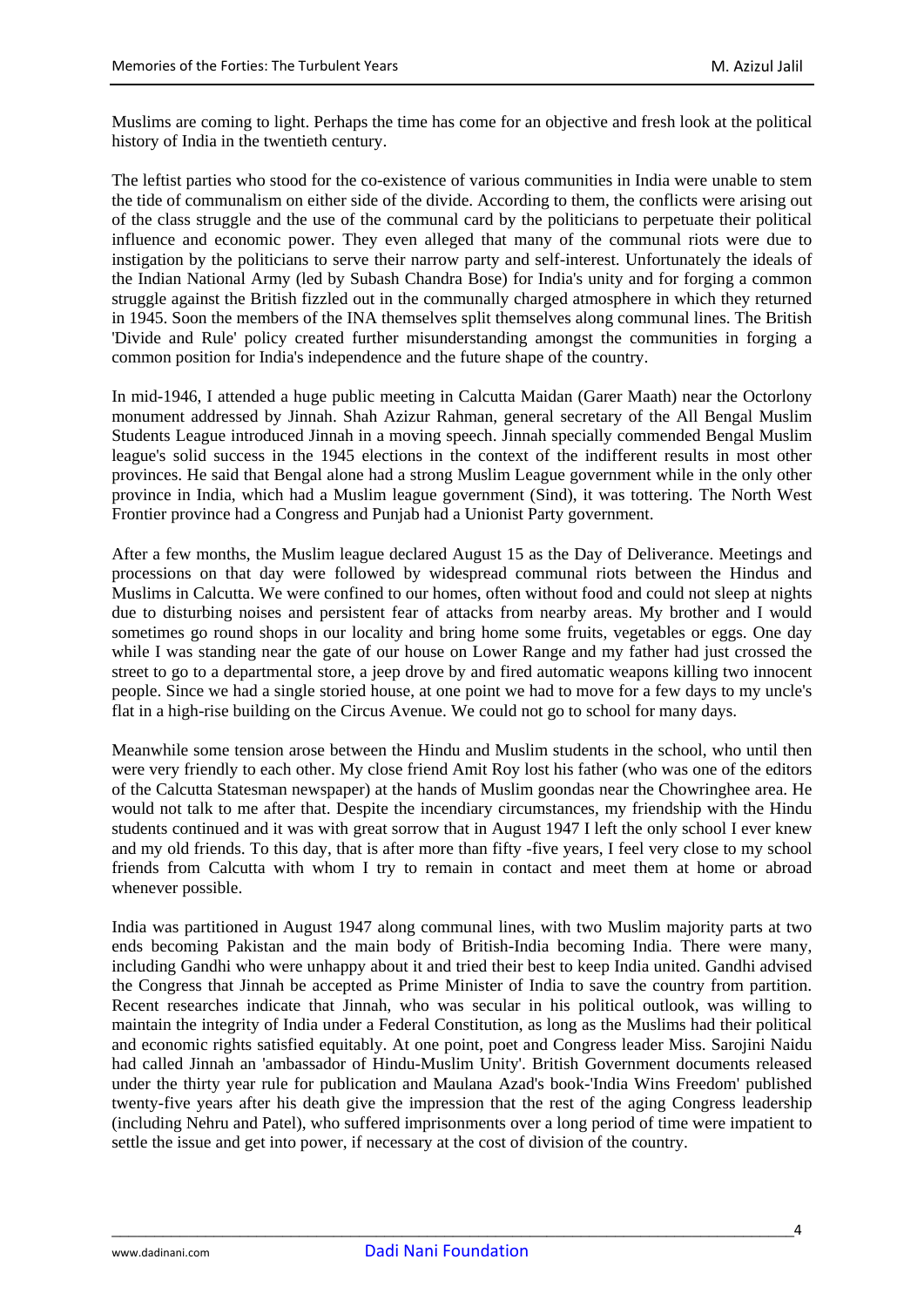Muslims are coming to light. Perhaps the time has come for an objective and fresh look at the political history of India in the twentieth century.

The leftist parties who stood for the co-existence of various communities in India were unable to stem the tide of communalism on either side of the divide. According to them, the conflicts were arising out of the class struggle and the use of the communal card by the politicians to perpetuate their political influence and economic power. They even alleged that many of the communal riots were due to instigation by the politicians to serve their narrow party and self-interest. Unfortunately the ideals of the Indian National Army (led by Subash Chandra Bose) for India's unity and for forging a common struggle against the British fizzled out in the communally charged atmosphere in which they returned in 1945. Soon the members of the INA themselves split themselves along communal lines. The British 'Divide and Rule' policy created further misunderstanding amongst the communities in forging a common position for India's independence and the future shape of the country.

In mid-1946, I attended a huge public meeting in Calcutta Maidan (Garer Maath) near the Octorlony monument addressed by Jinnah. Shah Azizur Rahman, general secretary of the All Bengal Muslim Students League introduced Jinnah in a moving speech. Jinnah specially commended Bengal Muslim league's solid success in the 1945 elections in the context of the indifferent results in most other provinces. He said that Bengal alone had a strong Muslim League government while in the only other province in India, which had a Muslim league government (Sind), it was tottering. The North West Frontier province had a Congress and Punjab had a Unionist Party government.

After a few months, the Muslim league declared August 15 as the Day of Deliverance. Meetings and processions on that day were followed by widespread communal riots between the Hindus and Muslims in Calcutta. We were confined to our homes, often without food and could not sleep at nights due to disturbing noises and persistent fear of attacks from nearby areas. My brother and I would sometimes go round shops in our locality and bring home some fruits, vegetables or eggs. One day while I was standing near the gate of our house on Lower Range and my father had just crossed the street to go to a departmental store, a jeep drove by and fired automatic weapons killing two innocent people. Since we had a single storied house, at one point we had to move for a few days to my uncle's flat in a high-rise building on the Circus Avenue. We could not go to school for many days.

Meanwhile some tension arose between the Hindu and Muslim students in the school, who until then were very friendly to each other. My close friend Amit Roy lost his father (who was one of the editors of the Calcutta Statesman newspaper) at the hands of Muslim goondas near the Chowringhee area. He would not talk to me after that. Despite the incendiary circumstances, my friendship with the Hindu students continued and it was with great sorrow that in August 1947 I left the only school I ever knew and my old friends. To this day, that is after more than fifty -five years, I feel very close to my school friends from Calcutta with whom I try to remain in contact and meet them at home or abroad whenever possible.

India was partitioned in August 1947 along communal lines, with two Muslim majority parts at two ends becoming Pakistan and the main body of British-India becoming India. There were many, including Gandhi who were unhappy about it and tried their best to keep India united. Gandhi advised the Congress that Jinnah be accepted as Prime Minister of India to save the country from partition. Recent researches indicate that Jinnah, who was secular in his political outlook, was willing to maintain the integrity of India under a Federal Constitution, as long as the Muslims had their political and economic rights satisfied equitably. At one point, poet and Congress leader Miss. Sarojini Naidu had called Jinnah an 'ambassador of Hindu-Muslim Unity'. British Government documents released under the thirty year rule for publication and Maulana Azad's book-'India Wins Freedom' published twenty-five years after his death give the impression that the rest of the aging Congress leadership (including Nehru and Patel), who suffered imprisonments over a long period of time were impatient to settle the issue and get into power, if necessary at the cost of division of the country.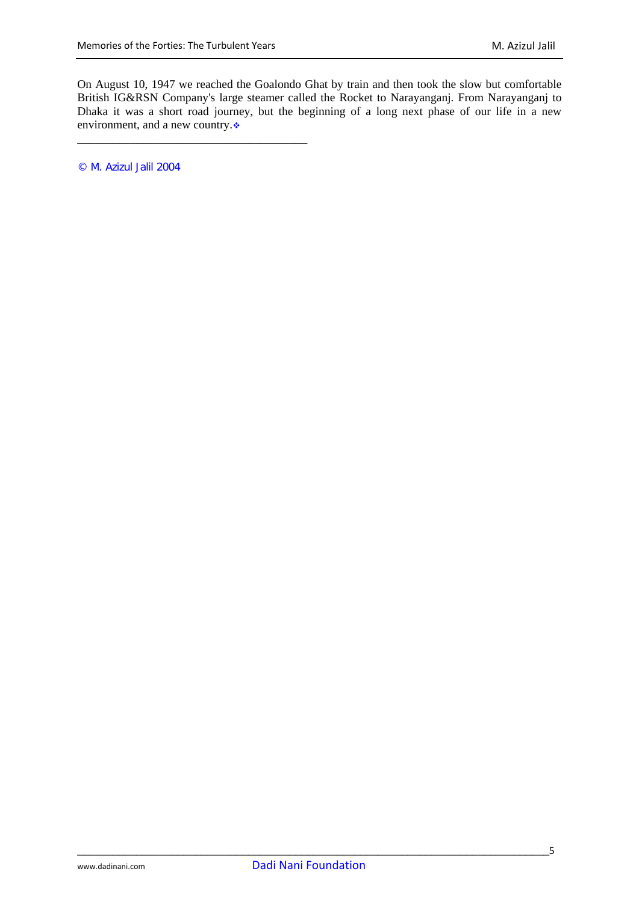On August 10, 1947 we reached the Goalondo Ghat by train and then took the slow but comfortable British IG&RSN Company's large steamer called the Rocket to Narayanganj. From Narayanganj to Dhaka it was a short road journey, but the beginning of a long next phase of our life in a new environment, and a new country.❖

---

© M. Azizul Jalil 2004